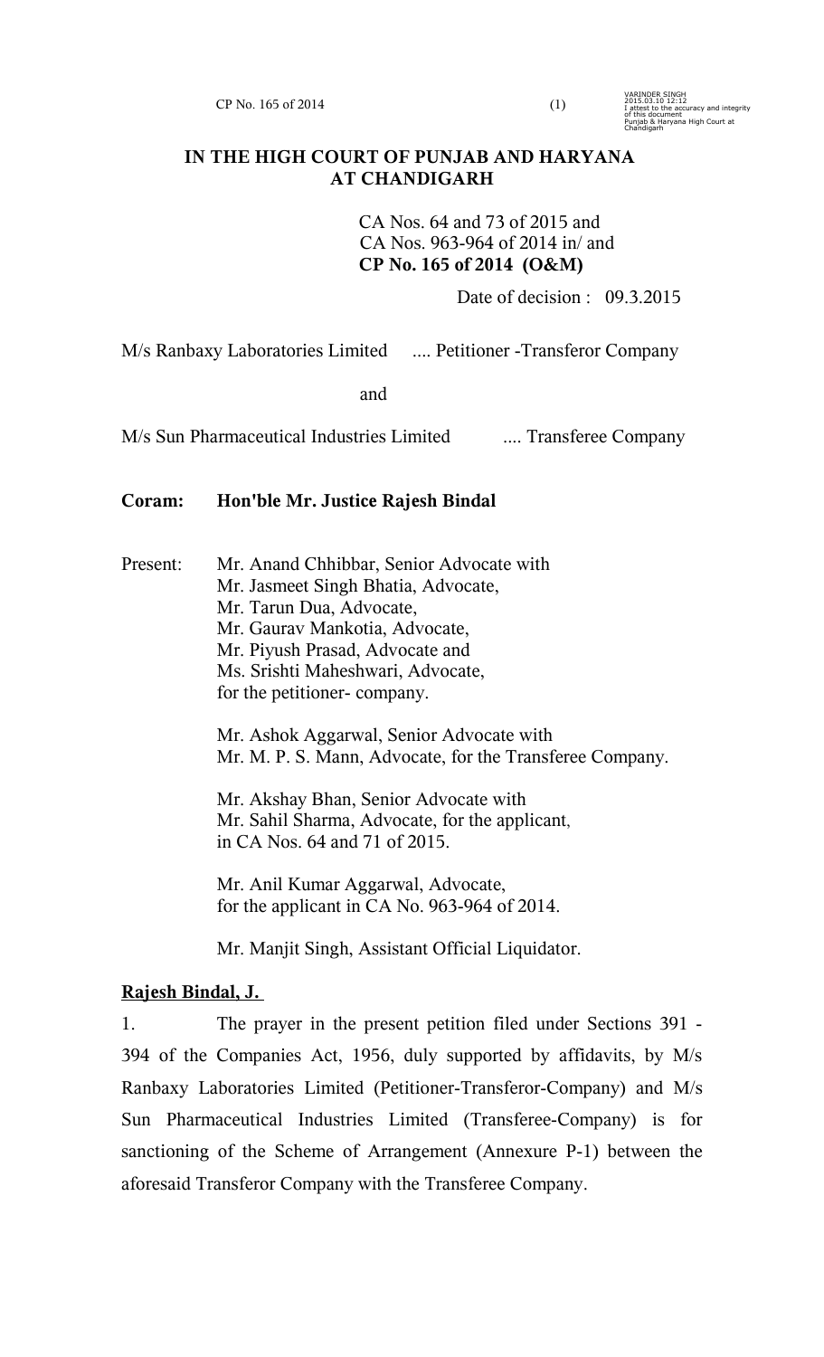# IN THE HIGH COURT OF PUNJAB AND HARYANA AT CHANDIGARH

CA Nos. 64 and 73 of 2015 and
CA Nos. 963-964 of 2014 in/ and
**CP No. 165 of 2014 (O&M)**

Date of decision : 09.3.2015

M/s Ranbaxy Laboratories Limited .... Petitioner -Transferor Company

and

M/s Sun Pharmaceutical Industries Limited .... Transferee Company

**Coram: Hon'ble Mr. Justice Rajesh Bindal**

Present: Mr. Anand Chhibbar, Senior Advocate with
Mr. Jasmeet Singh Bhatia, Advocate,
Mr. Tarun Dua, Advocate,
Mr. Gaurav Mankotia, Advocate,
Mr. Piyush Prasad, Advocate and
Ms. Srishti Maheshwari, Advocate,
for the petitioner- company.

Mr. Ashok Aggarwal, Senior Advocate with
Mr. M. P. S. Mann, Advocate, for the Transferee Company.

Mr. Akshay Bhan, Senior Advocate with
Mr. Sahil Sharma, Advocate, for the applicant,
in CA Nos. 64 and 71 of 2015.

Mr. Anil Kumar Aggarwal, Advocate,
for the applicant in CA No. 963-964 of 2014.

Mr. Manjit Singh, Assistant Official Liquidator.

**Rajesh Bindal, J.**

1. The prayer in the present petition filed under Sections 391 - 394 of the Companies Act, 1956, duly supported by affidavits, by M/s Ranbaxy Laboratories Limited (Petitioner-Transferor-Company) and M/s Sun Pharmaceutical Industries Limited (Transferee-Company) is for sanctioning of the Scheme of Arrangement (Annexure P-1) between the aforesaid Transferor Company with the Transferee Company.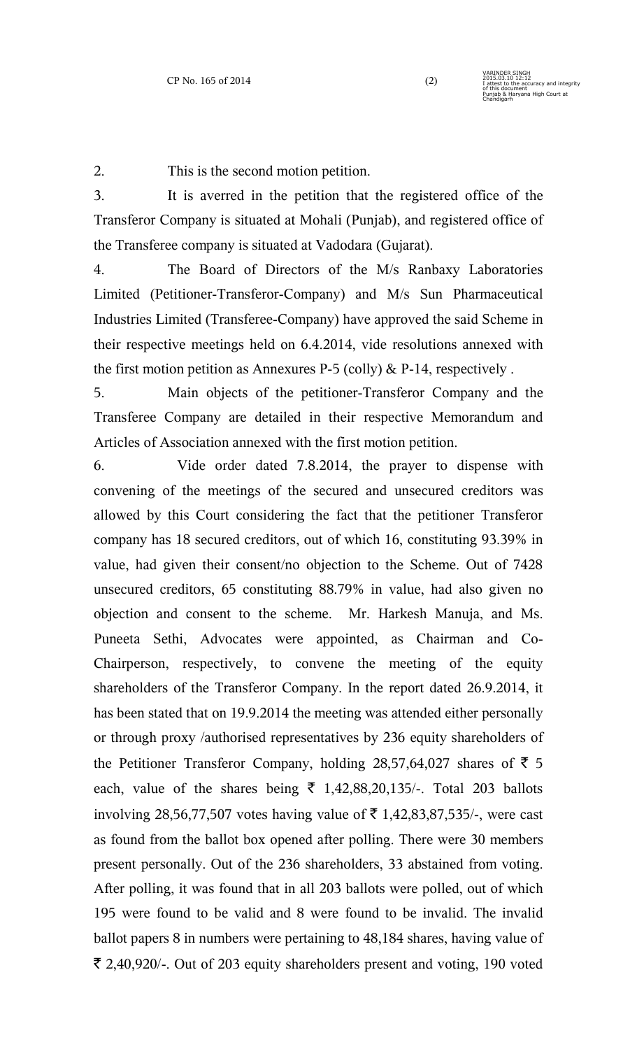2. This is the second motion petition.

3. It is averred in the petition that the registered office of the Transferor Company is situated at Mohali (Punjab), and registered office of the Transferee company is situated at Vadodara (Gujarat).

4. The Board of Directors of the M/s Ranbaxy Laboratories Limited (Petitioner-Transferor-Company) and M/s Sun Pharmaceutical Industries Limited (Transferee-Company) have approved the said Scheme in their respective meetings held on 6.4.2014, vide resolutions annexed with the first motion petition as Annexures P-5 (colly) & P-14, respectively .

5. Main objects of the petitioner-Transferor Company and the Transferee Company are detailed in their respective Memorandum and Articles of Association annexed with the first motion petition.

6. Vide order dated 7.8.2014, the prayer to dispense with convening of the meetings of the secured and unsecured creditors was allowed by this Court considering the fact that the petitioner Transferor company has 18 secured creditors, out of which 16, constituting 93.39% in value, had given their consent/no objection to the Scheme. Out of 7428 unsecured creditors, 65 constituting 88.79% in value, had also given no objection and consent to the scheme. Mr. Harkesh Manuja, and Ms. Puneeta Sethi, Advocates were appointed, as Chairman and Co-Chairperson, respectively, to convene the meeting of the equity shareholders of the Transferor Company. In the report dated 26.9.2014, it has been stated that on 19.9.2014 the meeting was attended either personally or through proxy /authorised representatives by 236 equity shareholders of the Petitioner Transferor Company, holding 28,57,64,027 shares of ₹ 5 each, value of the shares being ₹ 1,42,88,20,135/-. Total 203 ballots involving 28,56,77,507 votes having value of ₹ 1,42,83,87,535/-, were cast as found from the ballot box opened after polling. There were 30 members present personally. Out of the 236 shareholders, 33 abstained from voting. After polling, it was found that in all 203 ballots were polled, out of which 195 were found to be valid and 8 were found to be invalid. The invalid ballot papers 8 in numbers were pertaining to 48,184 shares, having value of ₹ 2,40,920/-. Out of 203 equity shareholders present and voting, 190 voted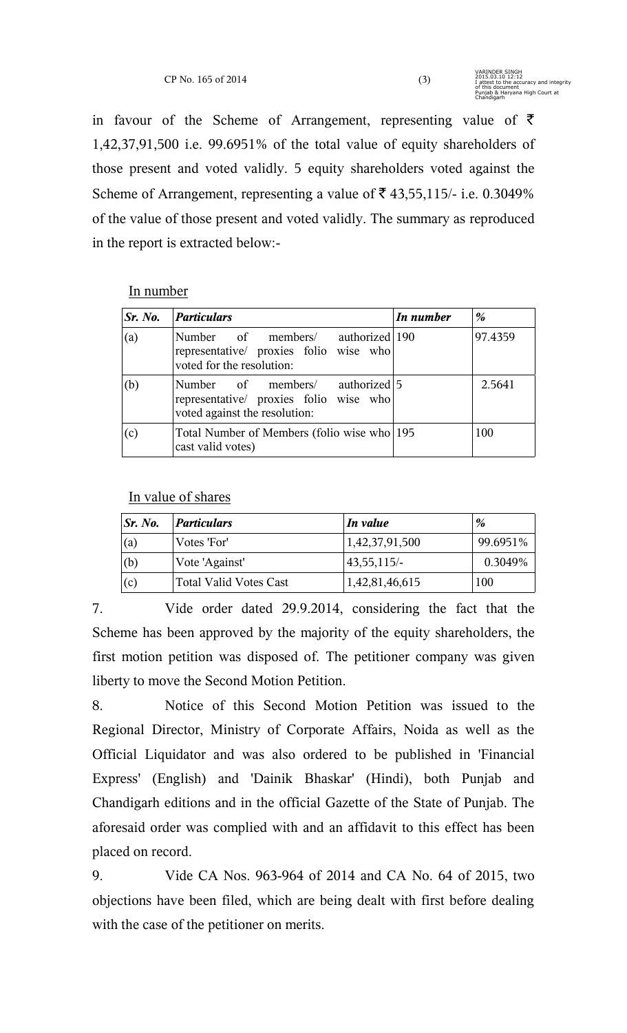in favour of the Scheme of Arrangement, representing value of ₹ 1,42,37,91,500 i.e. 99.6951% of the total value of equity shareholders of those present and voted validly. 5 equity shareholders voted against the Scheme of Arrangement, representing a value of ₹ 43,55,115/- i.e. 0.3049% of the value of those present and voted validly. The summary as reproduced in the report is extracted below:-

In number

| *Sr. No.* | *Particulars* | *In number* | *%* |
|---|---|---|---|
| (a) | Number of members/ authorized representative/ proxies folio wise who voted for the resolution: | 190 | 97.4359 |
| (b) | Number of members/ authorized representative/ proxies folio wise who voted against the resolution: | 5 | 2.5641 |
| (c) | Total Number of Members (folio wise who cast valid votes) | 195 | 100 |

In value of shares

| *Sr. No.* | *Particulars* | *In value* | *%* |
|---|---|---|---|
| (a) | Votes 'For' | 1,42,37,91,500 | 99.6951% |
| (b) | Vote 'Against' | 43,55,115/- | 0.3049% |
| (c) | Total Valid Votes Cast | 1,42,81,46,615 | 100 |

7. Vide order dated 29.9.2014, considering the fact that the Scheme has been approved by the majority of the equity shareholders, the first motion petition was disposed of. The petitioner company was given liberty to move the Second Motion Petition.

8. Notice of this Second Motion Petition was issued to the Regional Director, Ministry of Corporate Affairs, Noida as well as the Official Liquidator and was also ordered to be published in 'Financial Express' (English) and 'Dainik Bhaskar' (Hindi), both Punjab and Chandigarh editions and in the official Gazette of the State of Punjab. The aforesaid order was complied with and an affidavit to this effect has been placed on record.

9. Vide CA Nos. 963-964 of 2014 and CA No. 64 of 2015, two objections have been filed, which are being dealt with first before dealing with the case of the petitioner on merits.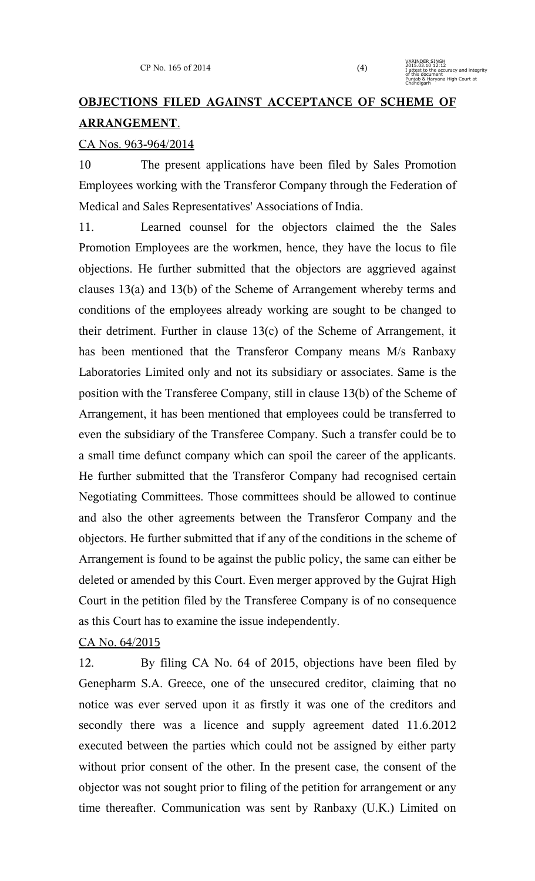## **OBJECTIONS FILED AGAINST ACCEPTANCE OF SCHEME OF ARRANGEMENT**.

CA Nos. 963-964/2014

10 The present applications have been filed by Sales Promotion Employees working with the Transferor Company through the Federation of Medical and Sales Representatives' Associations of India.

11. Learned counsel for the objectors claimed the the Sales Promotion Employees are the workmen, hence, they have the locus to file objections. He further submitted that the objectors are aggrieved against clauses 13(a) and 13(b) of the Scheme of Arrangement whereby terms and conditions of the employees already working are sought to be changed to their detriment. Further in clause 13(c) of the Scheme of Arrangement, it has been mentioned that the Transferor Company means M/s Ranbaxy Laboratories Limited only and not its subsidiary or associates. Same is the position with the Transferee Company, still in clause 13(b) of the Scheme of Arrangement, it has been mentioned that employees could be transferred to even the subsidiary of the Transferee Company. Such a transfer could be to a small time defunct company which can spoil the career of the applicants. He further submitted that the Transferor Company had recognised certain Negotiating Committees. Those committees should be allowed to continue and also the other agreements between the Transferor Company and the objectors. He further submitted that if any of the conditions in the scheme of Arrangement is found to be against the public policy, the same can either be deleted or amended by this Court. Even merger approved by the Gujrat High Court in the petition filed by the Transferee Company is of no consequence as this Court has to examine the issue independently.

CA No. 64/2015

12. By filing CA No. 64 of 2015, objections have been filed by Genepharm S.A. Greece, one of the unsecured creditor, claiming that no notice was ever served upon it as firstly it was one of the creditors and secondly there was a licence and supply agreement dated 11.6.2012 executed between the parties which could not be assigned by either party without prior consent of the other. In the present case, the consent of the objector was not sought prior to filing of the petition for arrangement or any time thereafter. Communication was sent by Ranbaxy (U.K.) Limited on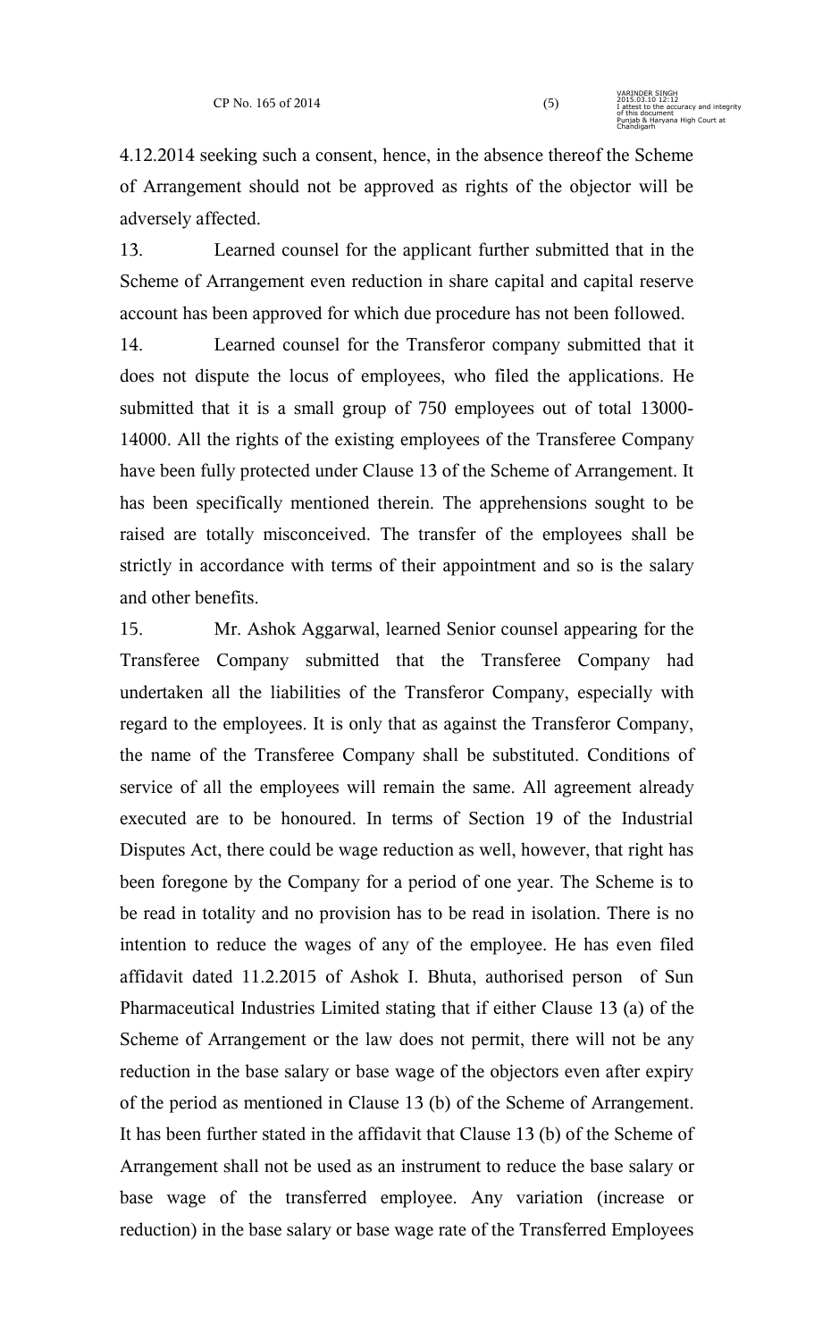4.12.2014 seeking such a consent, hence, in the absence thereof the Scheme of Arrangement should not be approved as rights of the objector will be adversely affected.

13. Learned counsel for the applicant further submitted that in the Scheme of Arrangement even reduction in share capital and capital reserve account has been approved for which due procedure has not been followed.

14. Learned counsel for the Transferor company submitted that it does not dispute the locus of employees, who filed the applications. He submitted that it is a small group of 750 employees out of total 13000-14000. All the rights of the existing employees of the Transferee Company have been fully protected under Clause 13 of the Scheme of Arrangement. It has been specifically mentioned therein. The apprehensions sought to be raised are totally misconceived. The transfer of the employees shall be strictly in accordance with terms of their appointment and so is the salary and other benefits.

15. Mr. Ashok Aggarwal, learned Senior counsel appearing for the Transferee Company submitted that the Transferee Company had undertaken all the liabilities of the Transferor Company, especially with regard to the employees. It is only that as against the Transferor Company, the name of the Transferee Company shall be substituted. Conditions of service of all the employees will remain the same. All agreement already executed are to be honoured. In terms of Section 19 of the Industrial Disputes Act, there could be wage reduction as well, however, that right has been foregone by the Company for a period of one year. The Scheme is to be read in totality and no provision has to be read in isolation. There is no intention to reduce the wages of any of the employee. He has even filed affidavit dated 11.2.2015 of Ashok I. Bhuta, authorised person of Sun Pharmaceutical Industries Limited stating that if either Clause 13 (a) of the Scheme of Arrangement or the law does not permit, there will not be any reduction in the base salary or base wage of the objectors even after expiry of the period as mentioned in Clause 13 (b) of the Scheme of Arrangement. It has been further stated in the affidavit that Clause 13 (b) of the Scheme of Arrangement shall not be used as an instrument to reduce the base salary or base wage of the transferred employee. Any variation (increase or reduction) in the base salary or base wage rate of the Transferred Employees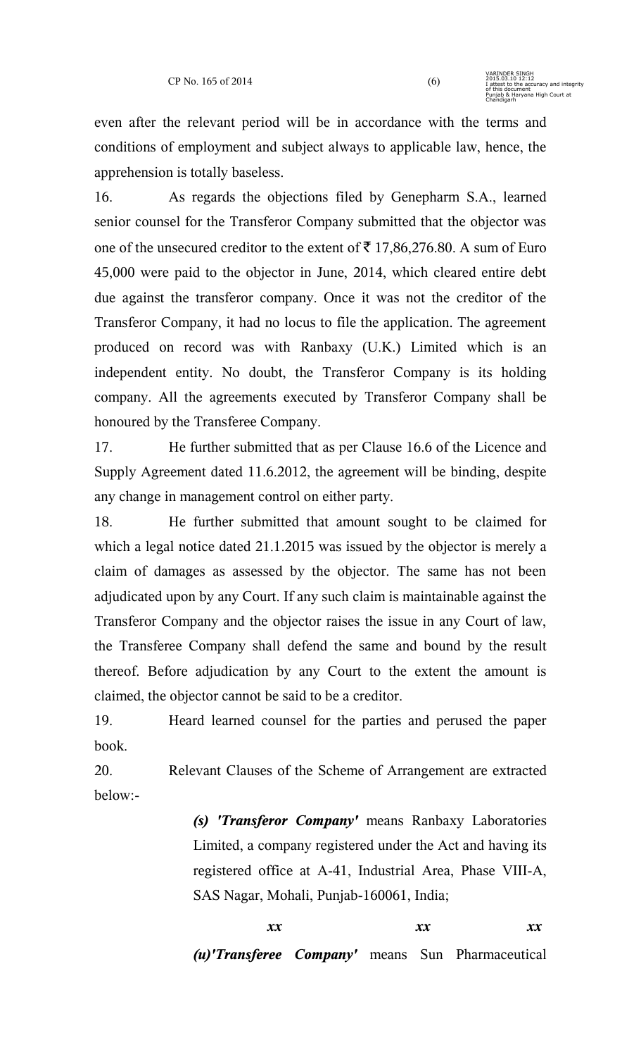even after the relevant period will be in accordance with the terms and conditions of employment and subject always to applicable law, hence, the apprehension is totally baseless.

16. As regards the objections filed by Genepharm S.A., learned senior counsel for the Transferor Company submitted that the objector was one of the unsecured creditor to the extent of ₹ 17,86,276.80. A sum of Euro 45,000 were paid to the objector in June, 2014, which cleared entire debt due against the transferor company. Once it was not the creditor of the Transferor Company, it had no locus to file the application. The agreement produced on record was with Ranbaxy (U.K.) Limited which is an independent entity. No doubt, the Transferor Company is its holding company. All the agreements executed by Transferor Company shall be honoured by the Transferee Company.

17. He further submitted that as per Clause 16.6 of the Licence and Supply Agreement dated 11.6.2012, the agreement will be binding, despite any change in management control on either party.

18. He further submitted that amount sought to be claimed for which a legal notice dated 21.1.2015 was issued by the objector is merely a claim of damages as assessed by the objector. The same has not been adjudicated upon by any Court. If any such claim is maintainable against the Transferor Company and the objector raises the issue in any Court of law, the Transferee Company shall defend the same and bound by the result thereof. Before adjudication by any Court to the extent the amount is claimed, the objector cannot be said to be a creditor.

19. Heard learned counsel for the parties and perused the paper book.

20. Relevant Clauses of the Scheme of Arrangement are extracted below:-

> ***(s) 'Transferor Company'*** means Ranbaxy Laboratories Limited, a company registered under the Act and having its registered office at A-41, Industrial Area, Phase VIII-A, SAS Nagar, Mohali, Punjab-160061, India;
>
> ***xx xx xx***
>
> ***(u)'Transferee Company'*** means Sun Pharmaceutical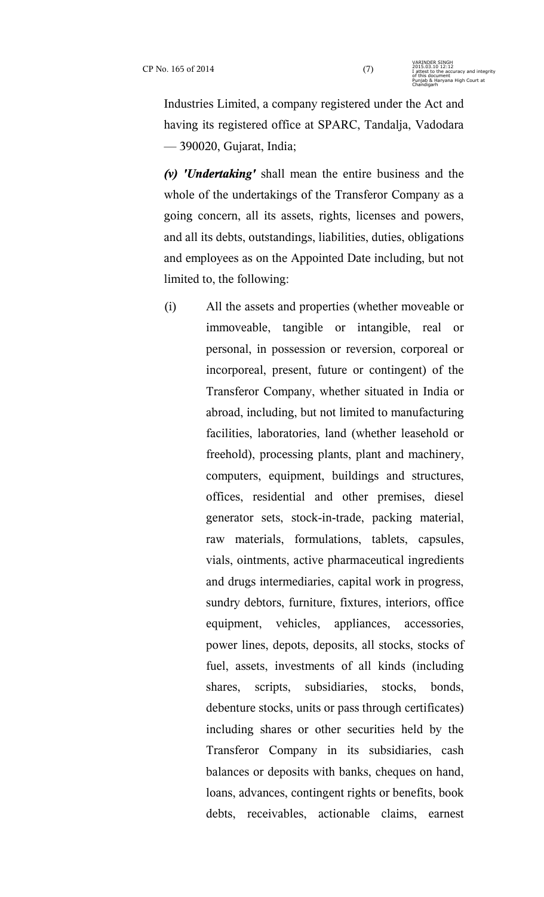Industries Limited, a company registered under the Act and having its registered office at SPARC, Tandalja, Vadodara — 390020, Gujarat, India;

***(v) 'Undertaking'*** shall mean the entire business and the whole of the undertakings of the Transferor Company as a going concern, all its assets, rights, licenses and powers, and all its debts, outstandings, liabilities, duties, obligations and employees as on the Appointed Date including, but not limited to, the following:

(i) All the assets and properties (whether moveable or immoveable, tangible or intangible, real or personal, in possession or reversion, corporeal or incorporeal, present, future or contingent) of the Transferor Company, whether situated in India or abroad, including, but not limited to manufacturing facilities, laboratories, land (whether leasehold or freehold), processing plants, plant and machinery, computers, equipment, buildings and structures, offices, residential and other premises, diesel generator sets, stock-in-trade, packing material, raw materials, formulations, tablets, capsules, vials, ointments, active pharmaceutical ingredients and drugs intermediaries, capital work in progress, sundry debtors, furniture, fixtures, interiors, office equipment, vehicles, appliances, accessories, power lines, depots, deposits, all stocks, stocks of fuel, assets, investments of all kinds (including shares, scripts, subsidiaries, stocks, bonds, debenture stocks, units or pass through certificates) including shares or other securities held by the Transferor Company in its subsidiaries, cash balances or deposits with banks, cheques on hand, loans, advances, contingent rights or benefits, book debts, receivables, actionable claims, earnest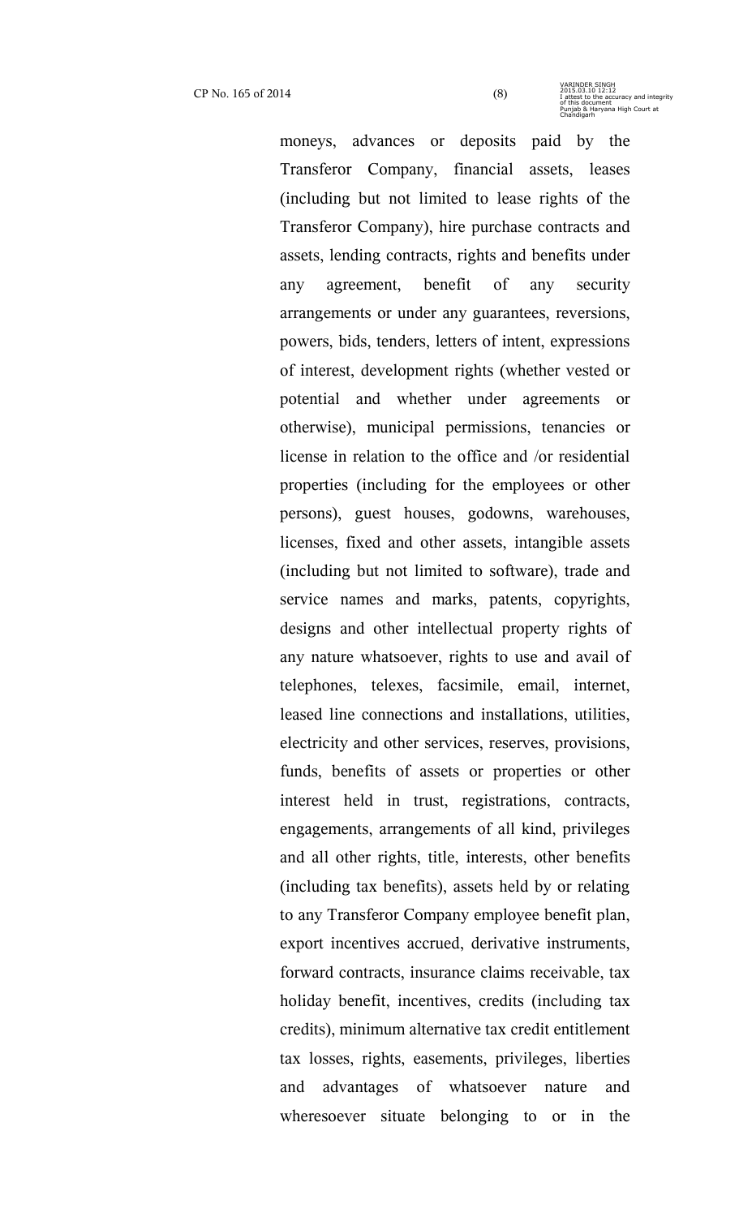moneys, advances or deposits paid by the Transferor Company, financial assets, leases (including but not limited to lease rights of the Transferor Company), hire purchase contracts and assets, lending contracts, rights and benefits under any agreement, benefit of any security arrangements or under any guarantees, reversions, powers, bids, tenders, letters of intent, expressions of interest, development rights (whether vested or potential and whether under agreements or otherwise), municipal permissions, tenancies or license in relation to the office and /or residential properties (including for the employees or other persons), guest houses, godowns, warehouses, licenses, fixed and other assets, intangible assets (including but not limited to software), trade and service names and marks, patents, copyrights, designs and other intellectual property rights of any nature whatsoever, rights to use and avail of telephones, telexes, facsimile, email, internet, leased line connections and installations, utilities, electricity and other services, reserves, provisions, funds, benefits of assets or properties or other interest held in trust, registrations, contracts, engagements, arrangements of all kind, privileges and all other rights, title, interests, other benefits (including tax benefits), assets held by or relating to any Transferor Company employee benefit plan, export incentives accrued, derivative instruments, forward contracts, insurance claims receivable, tax holiday benefit, incentives, credits (including tax credits), minimum alternative tax credit entitlement tax losses, rights, easements, privileges, liberties and advantages of whatsoever nature and wheresoever situate belonging to or in the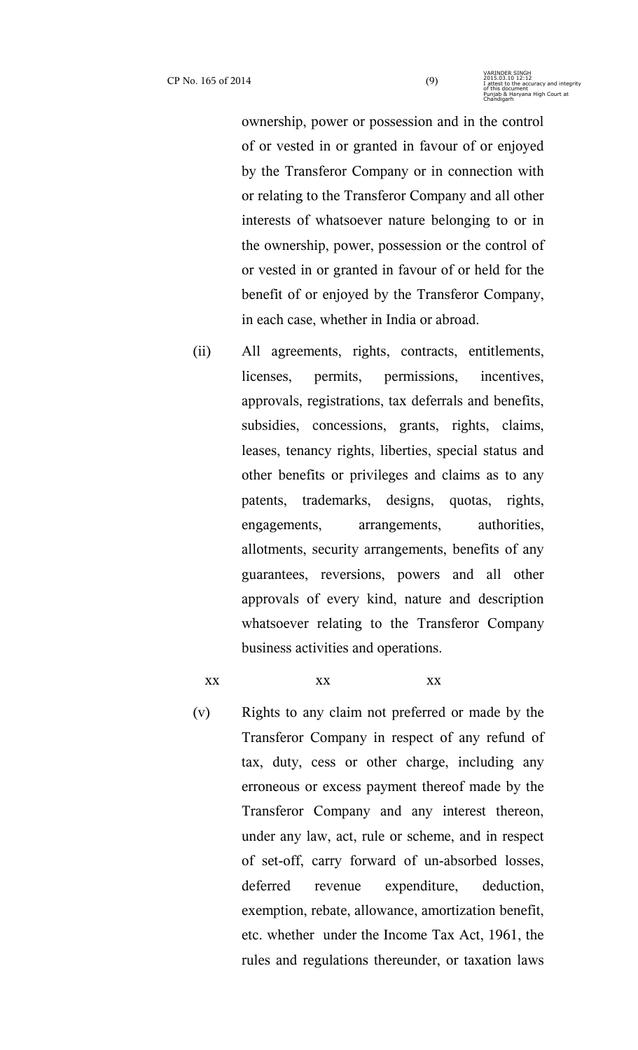ownership, power or possession and in the control of or vested in or granted in favour of or enjoyed by the Transferor Company or in connection with or relating to the Transferor Company and all other interests of whatsoever nature belonging to or in the ownership, power, possession or the control of or vested in or granted in favour of or held for the benefit of or enjoyed by the Transferor Company, in each case, whether in India or abroad.

(ii) All agreements, rights, contracts, entitlements, licenses, permits, permissions, incentives, approvals, registrations, tax deferrals and benefits, subsidies, concessions, grants, rights, claims, leases, tenancy rights, liberties, special status and other benefits or privileges and claims as to any patents, trademarks, designs, quotas, rights, engagements, arrangements, authorities, allotments, security arrangements, benefits of any guarantees, reversions, powers and all other approvals of every kind, nature and description whatsoever relating to the Transferor Company business activities and operations.

xx xx xx

(v) Rights to any claim not preferred or made by the Transferor Company in respect of any refund of tax, duty, cess or other charge, including any erroneous or excess payment thereof made by the Transferor Company and any interest thereon, under any law, act, rule or scheme, and in respect of set-off, carry forward of un-absorbed losses, deferred revenue expenditure, deduction, exemption, rebate, allowance, amortization benefit, etc. whether under the Income Tax Act, 1961, the rules and regulations thereunder, or taxation laws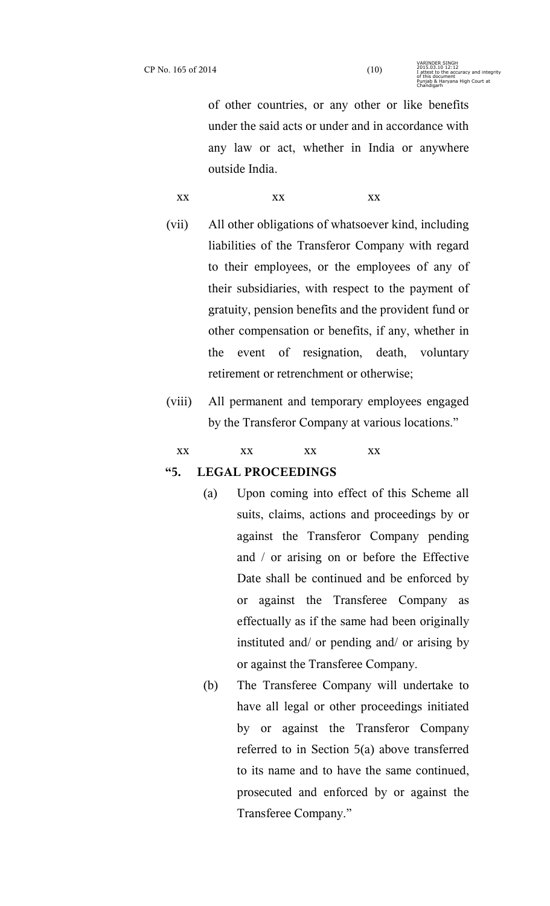of other countries, or any other or like benefits under the said acts or under and in accordance with any law or act, whether in India or anywhere outside India.

xx xx xx

(vii) All other obligations of whatsoever kind, including liabilities of the Transferor Company with regard to their employees, or the employees of any of their subsidiaries, with respect to the payment of gratuity, pension benefits and the provident fund or other compensation or benefits, if any, whether in the event of resignation, death, voluntary retirement or retrenchment or otherwise;

(viii) All permanent and temporary employees engaged by the Transferor Company at various locations."

xx xx xx xx

**"5. LEGAL PROCEEDINGS**

(a) Upon coming into effect of this Scheme all suits, claims, actions and proceedings by or against the Transferor Company pending and / or arising on or before the Effective Date shall be continued and be enforced by or against the Transferee Company as effectually as if the same had been originally instituted and/ or pending and/ or arising by or against the Transferee Company.

(b) The Transferee Company will undertake to have all legal or other proceedings initiated by or against the Transferor Company referred to in Section 5(a) above transferred to its name and to have the same continued, prosecuted and enforced by or against the Transferee Company."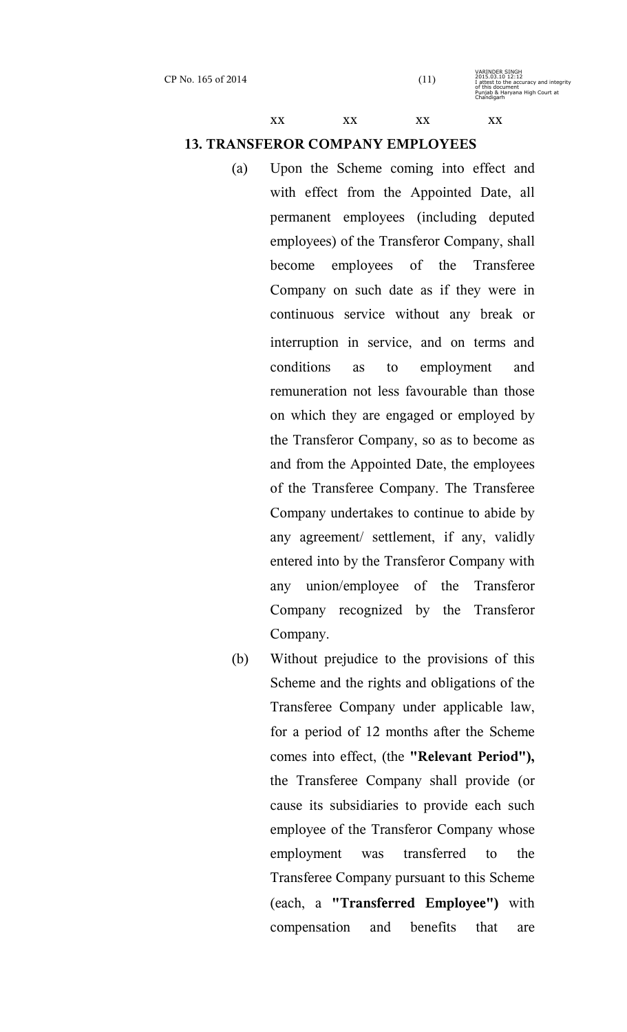xx xx xx xx

**13. TRANSFEROR COMPANY EMPLOYEES**

(a) Upon the Scheme coming into effect and with effect from the Appointed Date, all permanent employees (including deputed employees) of the Transferor Company, shall become employees of the Transferee Company on such date as if they were in continuous service without any break or interruption in service, and on terms and conditions as to employment and remuneration not less favourable than those on which they are engaged or employed by the Transferor Company, so as to become as and from the Appointed Date, the employees of the Transferee Company. The Transferee Company undertakes to continue to abide by any agreement/ settlement, if any, validly entered into by the Transferor Company with any union/employee of the Transferor Company recognized by the Transferor Company.

(b) Without prejudice to the provisions of this Scheme and the rights and obligations of the Transferee Company under applicable law, for a period of 12 months after the Scheme comes into effect, (the **"Relevant Period"),** the Transferee Company shall provide (or cause its subsidiaries to provide each such employee of the Transferor Company whose employment was transferred to the Transferee Company pursuant to this Scheme (each, a **"Transferred Employee")** with compensation and benefits that are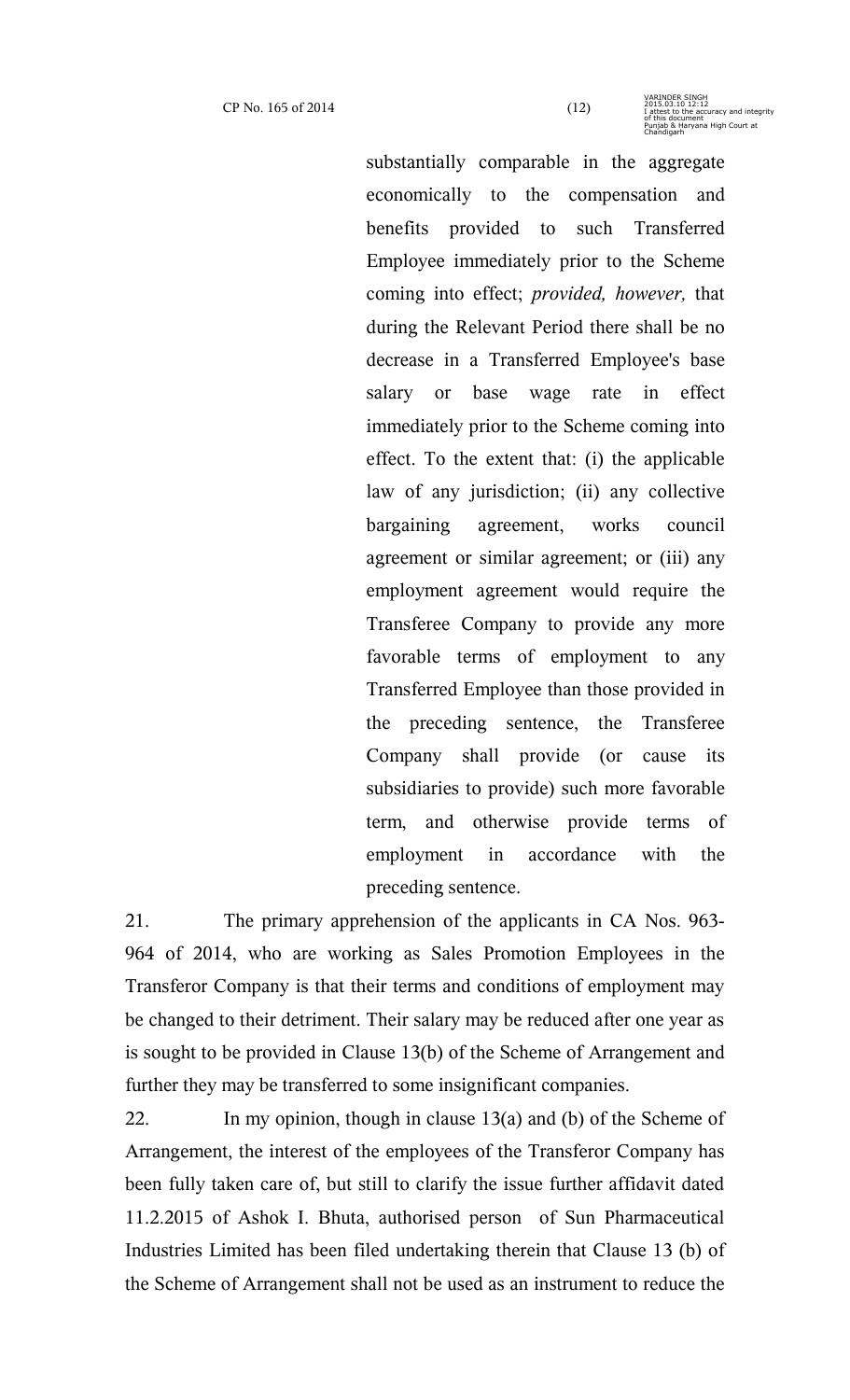substantially comparable in the aggregate economically to the compensation and benefits provided to such Transferred Employee immediately prior to the Scheme coming into effect; *provided, however,* that during the Relevant Period there shall be no decrease in a Transferred Employee's base salary or base wage rate in effect immediately prior to the Scheme coming into effect. To the extent that: (i) the applicable law of any jurisdiction; (ii) any collective bargaining agreement, works council agreement or similar agreement; or (iii) any employment agreement would require the Transferee Company to provide any more favorable terms of employment to any Transferred Employee than those provided in the preceding sentence, the Transferee Company shall provide (or cause its subsidiaries to provide) such more favorable term, and otherwise provide terms of employment in accordance with the preceding sentence.

21. The primary apprehension of the applicants in CA Nos. 963-964 of 2014, who are working as Sales Promotion Employees in the Transferor Company is that their terms and conditions of employment may be changed to their detriment. Their salary may be reduced after one year as is sought to be provided in Clause 13(b) of the Scheme of Arrangement and further they may be transferred to some insignificant companies.

22. In my opinion, though in clause 13(a) and (b) of the Scheme of Arrangement, the interest of the employees of the Transferor Company has been fully taken care of, but still to clarify the issue further affidavit dated 11.2.2015 of Ashok I. Bhuta, authorised person of Sun Pharmaceutical Industries Limited has been filed undertaking therein that Clause 13 (b) of the Scheme of Arrangement shall not be used as an instrument to reduce the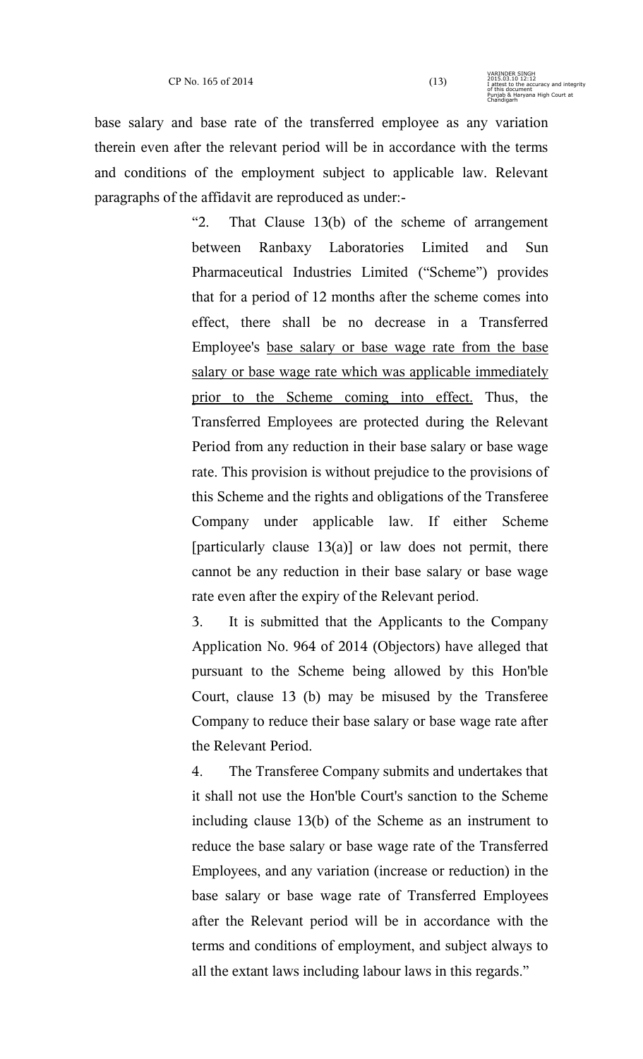base salary and base rate of the transferred employee as any variation therein even after the relevant period will be in accordance with the terms and conditions of the employment subject to applicable law. Relevant paragraphs of the affidavit are reproduced as under:-

> "2. That Clause 13(b) of the scheme of arrangement between Ranbaxy Laboratories Limited and Sun Pharmaceutical Industries Limited ("Scheme") provides that for a period of 12 months after the scheme comes into effect, there shall be no decrease in a Transferred Employee's <u>base salary or base wage rate from the base salary or base wage rate which was applicable immediately prior to the Scheme coming into effect.</u> Thus, the Transferred Employees are protected during the Relevant Period from any reduction in their base salary or base wage rate. This provision is without prejudice to the provisions of this Scheme and the rights and obligations of the Transferee Company under applicable law. If either Scheme [particularly clause 13(a)] or law does not permit, there cannot be any reduction in their base salary or base wage rate even after the expiry of the Relevant period.
>
> 3. It is submitted that the Applicants to the Company Application No. 964 of 2014 (Objectors) have alleged that pursuant to the Scheme being allowed by this Hon'ble Court, clause 13 (b) may be misused by the Transferee Company to reduce their base salary or base wage rate after the Relevant Period.
>
> 4. The Transferee Company submits and undertakes that it shall not use the Hon'ble Court's sanction to the Scheme including clause 13(b) of the Scheme as an instrument to reduce the base salary or base wage rate of the Transferred Employees, and any variation (increase or reduction) in the base salary or base wage rate of Transferred Employees after the Relevant period will be in accordance with the terms and conditions of employment, and subject always to all the extant laws including labour laws in this regards."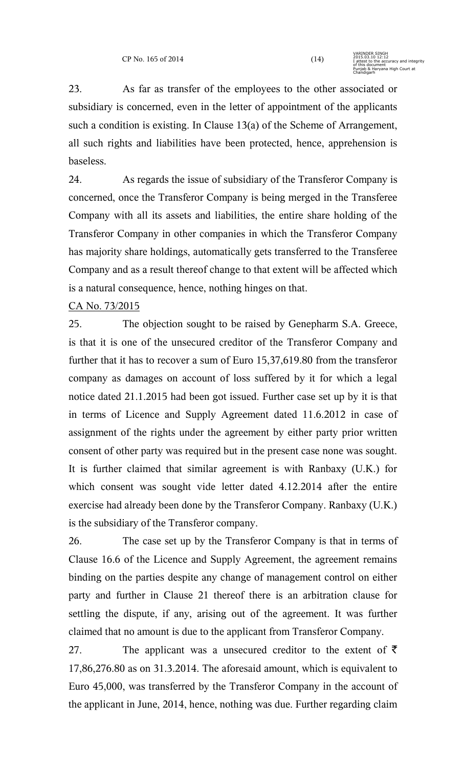23. As far as transfer of the employees to the other associated or subsidiary is concerned, even in the letter of appointment of the applicants such a condition is existing. In Clause 13(a) of the Scheme of Arrangement, all such rights and liabilities have been protected, hence, apprehension is baseless.

24. As regards the issue of subsidiary of the Transferor Company is concerned, once the Transferor Company is being merged in the Transferee Company with all its assets and liabilities, the entire share holding of the Transferor Company in other companies in which the Transferor Company has majority share holdings, automatically gets transferred to the Transferee Company and as a result thereof change to that extent will be affected which is a natural consequence, hence, nothing hinges on that.

<u>CA No. 73/2015</u>

25. The objection sought to be raised by Genepharm S.A. Greece, is that it is one of the unsecured creditor of the Transferor Company and further that it has to recover a sum of Euro 15,37,619.80 from the transferor company as damages on account of loss suffered by it for which a legal notice dated 21.1.2015 had been got issued. Further case set up by it is that in terms of Licence and Supply Agreement dated 11.6.2012 in case of assignment of the rights under the agreement by either party prior written consent of other party was required but in the present case none was sought. It is further claimed that similar agreement is with Ranbaxy (U.K.) for which consent was sought vide letter dated 4.12.2014 after the entire exercise had already been done by the Transferor Company. Ranbaxy (U.K.) is the subsidiary of the Transferor company.

26. The case set up by the Transferor Company is that in terms of Clause 16.6 of the Licence and Supply Agreement, the agreement remains binding on the parties despite any change of management control on either party and further in Clause 21 thereof there is an arbitration clause for settling the dispute, if any, arising out of the agreement. It was further claimed that no amount is due to the applicant from Transferor Company.

27. The applicant was a unsecured creditor to the extent of ₹ 17,86,276.80 as on 31.3.2014. The aforesaid amount, which is equivalent to Euro 45,000, was transferred by the Transferor Company in the account of the applicant in June, 2014, hence, nothing was due. Further regarding claim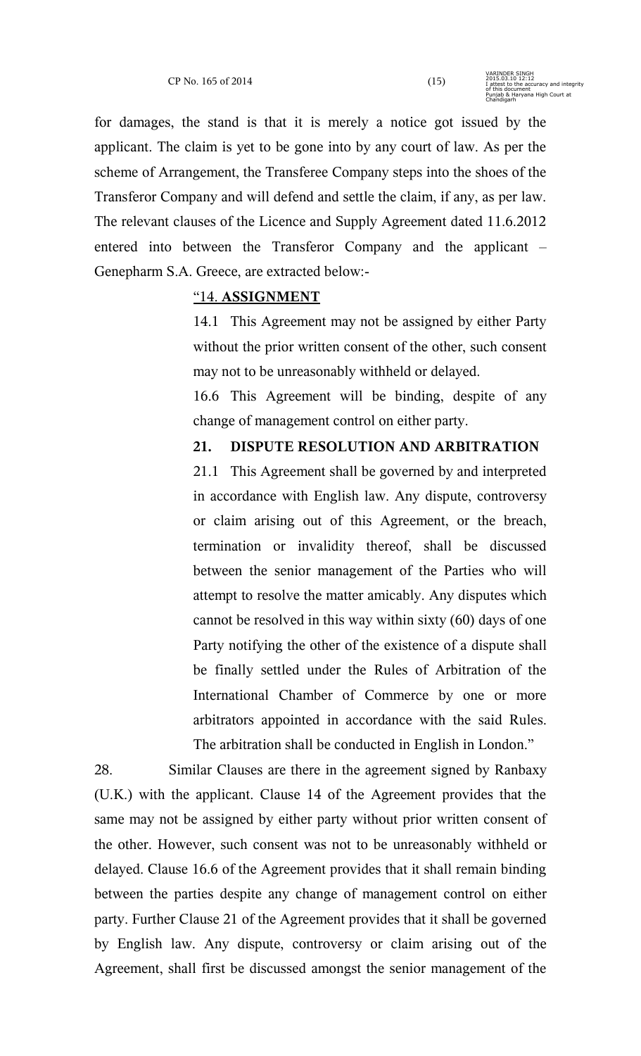for damages, the stand is that it is merely a notice got issued by the applicant. The claim is yet to be gone into by any court of law. As per the scheme of Arrangement, the Transferee Company steps into the shoes of the Transferor Company and will defend and settle the claim, if any, as per law. The relevant clauses of the Licence and Supply Agreement dated 11.6.2012 entered into between the Transferor Company and the applicant – Genepharm S.A. Greece, are extracted below:-

> "14. **ASSIGNMENT**
>
> 14.1 This Agreement may not be assigned by either Party without the prior written consent of the other, such consent may not to be unreasonably withheld or delayed.
>
> 16.6 This Agreement will be binding, despite of any change of management control on either party.
>
> **21. DISPUTE RESOLUTION AND ARBITRATION**
>
> 21.1 This Agreement shall be governed by and interpreted in accordance with English law. Any dispute, controversy or claim arising out of this Agreement, or the breach, termination or invalidity thereof, shall be discussed between the senior management of the Parties who will attempt to resolve the matter amicably. Any disputes which cannot be resolved in this way within sixty (60) days of one Party notifying the other of the existence of a dispute shall be finally settled under the Rules of Arbitration of the International Chamber of Commerce by one or more arbitrators appointed in accordance with the said Rules. The arbitration shall be conducted in English in London."

28. Similar Clauses are there in the agreement signed by Ranbaxy (U.K.) with the applicant. Clause 14 of the Agreement provides that the same may not be assigned by either party without prior written consent of the other. However, such consent was not to be unreasonably withheld or delayed. Clause 16.6 of the Agreement provides that it shall remain binding between the parties despite any change of management control on either party. Further Clause 21 of the Agreement provides that it shall be governed by English law. Any dispute, controversy or claim arising out of the Agreement, shall first be discussed amongst the senior management of the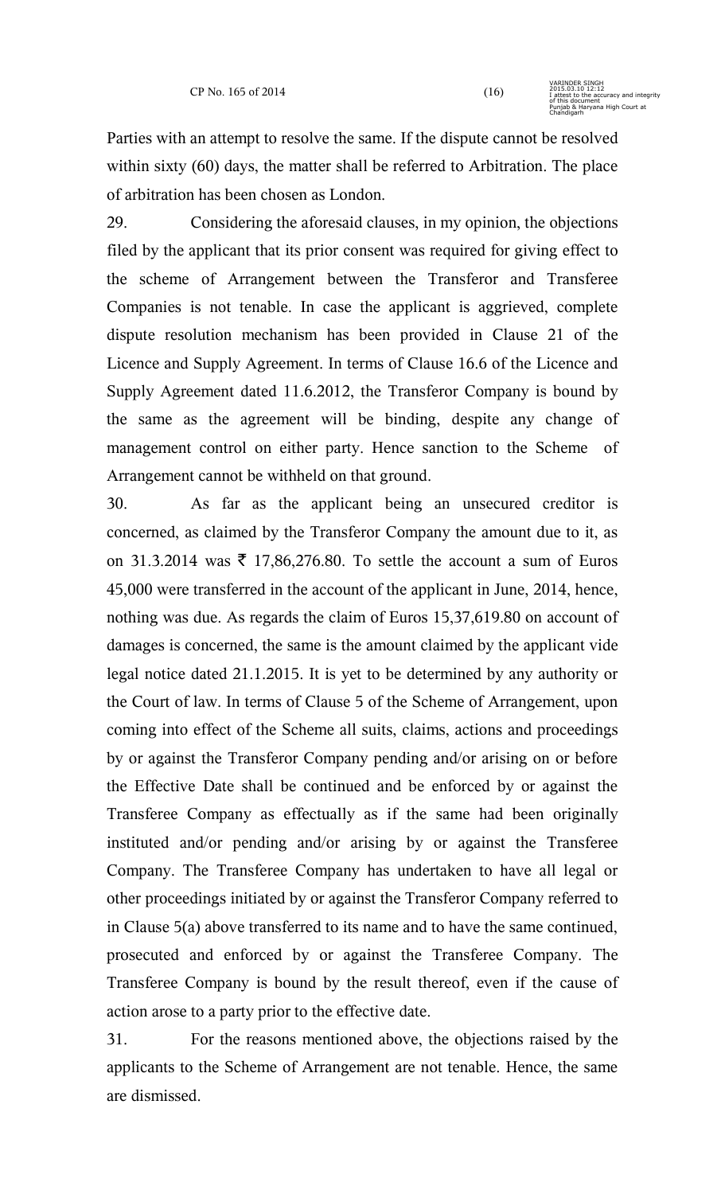Parties with an attempt to resolve the same. If the dispute cannot be resolved within sixty (60) days, the matter shall be referred to Arbitration. The place of arbitration has been chosen as London.

29. Considering the aforesaid clauses, in my opinion, the objections filed by the applicant that its prior consent was required for giving effect to the scheme of Arrangement between the Transferor and Transferee Companies is not tenable. In case the applicant is aggrieved, complete dispute resolution mechanism has been provided in Clause 21 of the Licence and Supply Agreement. In terms of Clause 16.6 of the Licence and Supply Agreement dated 11.6.2012, the Transferor Company is bound by the same as the agreement will be binding, despite any change of management control on either party. Hence sanction to the Scheme of Arrangement cannot be withheld on that ground.

30. As far as the applicant being an unsecured creditor is concerned, as claimed by the Transferor Company the amount due to it, as on 31.3.2014 was ₹ 17,86,276.80. To settle the account a sum of Euros 45,000 were transferred in the account of the applicant in June, 2014, hence, nothing was due. As regards the claim of Euros 15,37,619.80 on account of damages is concerned, the same is the amount claimed by the applicant vide legal notice dated 21.1.2015. It is yet to be determined by any authority or the Court of law. In terms of Clause 5 of the Scheme of Arrangement, upon coming into effect of the Scheme all suits, claims, actions and proceedings by or against the Transferor Company pending and/or arising on or before the Effective Date shall be continued and be enforced by or against the Transferee Company as effectually as if the same had been originally instituted and/or pending and/or arising by or against the Transferee Company. The Transferee Company has undertaken to have all legal or other proceedings initiated by or against the Transferor Company referred to in Clause 5(a) above transferred to its name and to have the same continued, prosecuted and enforced by or against the Transferee Company. The Transferee Company is bound by the result thereof, even if the cause of action arose to a party prior to the effective date.

31. For the reasons mentioned above, the objections raised by the applicants to the Scheme of Arrangement are not tenable. Hence, the same are dismissed.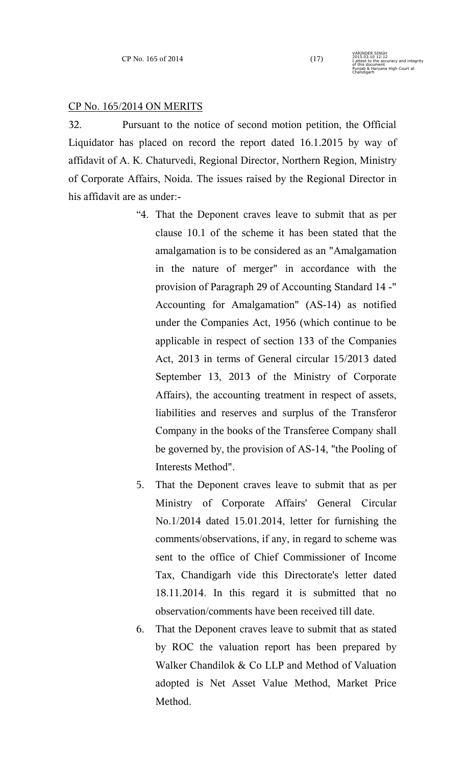<u>CP No. 165/2014 ON MERITS</u>

32. Pursuant to the notice of second motion petition, the Official Liquidator has placed on record the report dated 16.1.2015 by way of affidavit of A. K. Chaturvedi, Regional Director, Northern Region, Ministry of Corporate Affairs, Noida. The issues raised by the Regional Director in his affidavit are as under:-

> "4. That the Deponent craves leave to submit that as per clause 10.1 of the scheme it has been stated that the amalgamation is to be considered as an "Amalgamation in the nature of merger" in accordance with the provision of Paragraph 29 of Accounting Standard 14 -" Accounting for Amalgamation" (AS-14) as notified under the Companies Act, 1956 (which continue to be applicable in respect of section 133 of the Companies Act, 2013 in terms of General circular 15/2013 dated September 13, 2013 of the Ministry of Corporate Affairs), the accounting treatment in respect of assets, liabilities and reserves and surplus of the Transferor Company in the books of the Transferee Company shall be governed by, the provision of AS-14, "the Pooling of Interests Method".
>
> 5. That the Deponent craves leave to submit that as per Ministry of Corporate Affairs' General Circular No.1/2014 dated 15.01.2014, letter for furnishing the comments/observations, if any, in regard to scheme was sent to the office of Chief Commissioner of Income Tax, Chandigarh vide this Directorate's letter dated 18.11.2014. In this regard it is submitted that no observation/comments have been received till date.
>
> 6. That the Deponent craves leave to submit that as stated by ROC the valuation report has been prepared by Walker Chandilok & Co LLP and Method of Valuation adopted is Net Asset Value Method, Market Price Method.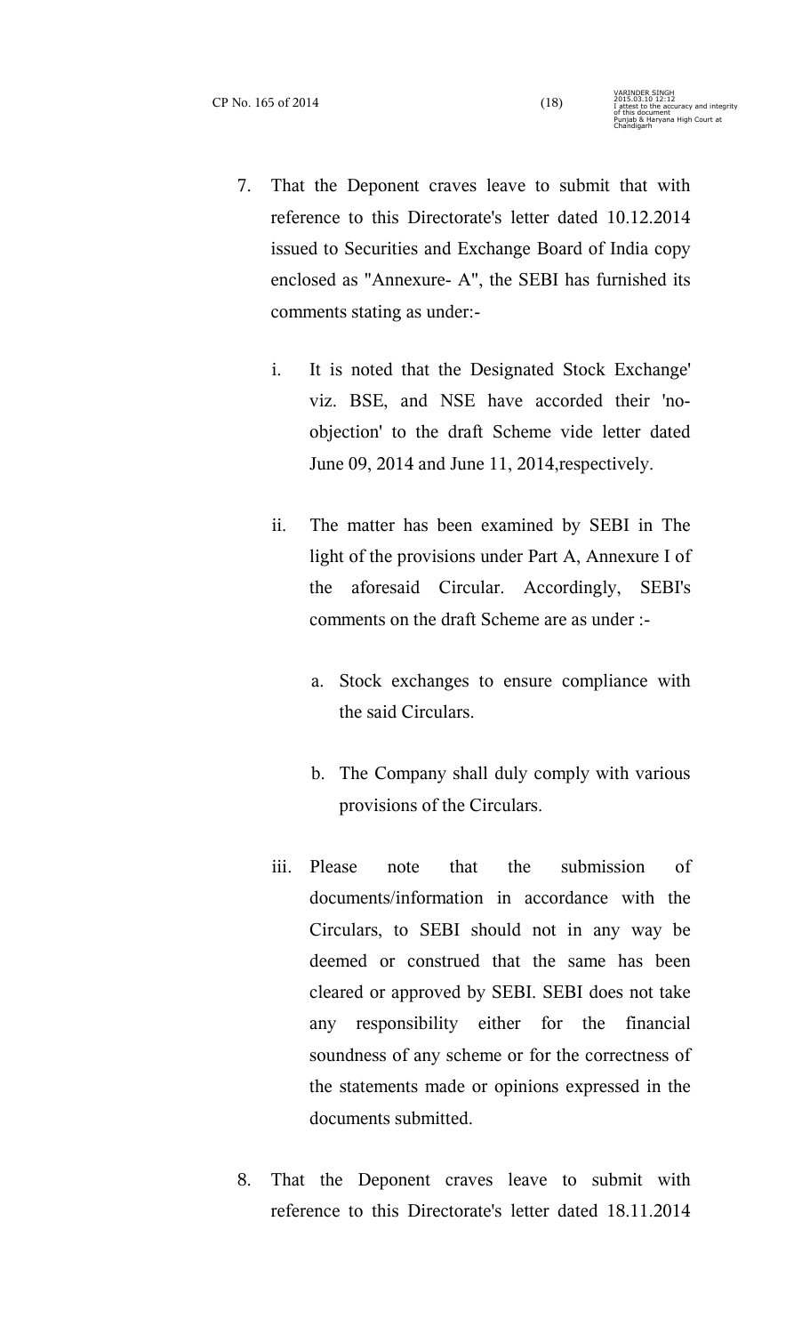7. That the Deponent craves leave to submit that with reference to this Directorate's letter dated 10.12.2014 issued to Securities and Exchange Board of India copy enclosed as "Annexure- A", the SEBI has furnished its comments stating as under:-

   i. It is noted that the Designated Stock Exchange' viz. BSE, and NSE have accorded their 'no-objection' to the draft Scheme vide letter dated June 09, 2014 and June 11, 2014,respectively.

   ii. The matter has been examined by SEBI in The light of the provisions under Part A, Annexure I of the aforesaid Circular. Accordingly, SEBI's comments on the draft Scheme are as under :-

      a. Stock exchanges to ensure compliance with the said Circulars.

      b. The Company shall duly comply with various provisions of the Circulars.

   iii. Please note that the submission of documents/information in accordance with the Circulars, to SEBI should not in any way be deemed or construed that the same has been cleared or approved by SEBI. SEBI does not take any responsibility either for the financial soundness of any scheme or for the correctness of the statements made or opinions expressed in the documents submitted.

8. That the Deponent craves leave to submit with reference to this Directorate's letter dated 18.11.2014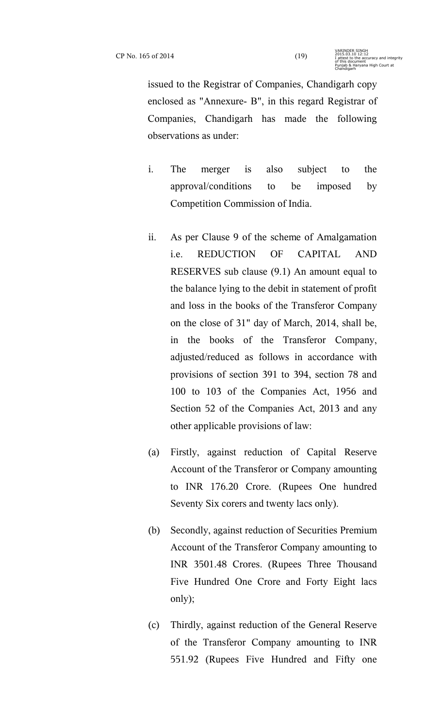issued to the Registrar of Companies, Chandigarh copy enclosed as "Annexure- B", in this regard Registrar of Companies, Chandigarh has made the following observations as under:

i. The merger is also subject to the approval/conditions to be imposed by Competition Commission of India.

ii. As per Clause 9 of the scheme of Amalgamation i.e. REDUCTION OF CAPITAL AND RESERVES sub clause (9.1) An amount equal to the balance lying to the debit in statement of profit and loss in the books of the Transferor Company on the close of 31" day of March, 2014, shall be, in the books of the Transferor Company, adjusted/reduced as follows in accordance with provisions of section 391 to 394, section 78 and 100 to 103 of the Companies Act, 1956 and Section 52 of the Companies Act, 2013 and any other applicable provisions of law:

(a) Firstly, against reduction of Capital Reserve Account of the Transferor or Company amounting to INR 176.20 Crore. (Rupees One hundred Seventy Six corers and twenty lacs only).

(b) Secondly, against reduction of Securities Premium Account of the Transferor Company amounting to INR 3501.48 Crores. (Rupees Three Thousand Five Hundred One Crore and Forty Eight lacs only);

(c) Thirdly, against reduction of the General Reserve of the Transferor Company amounting to INR 551.92 (Rupees Five Hundred and Fifty one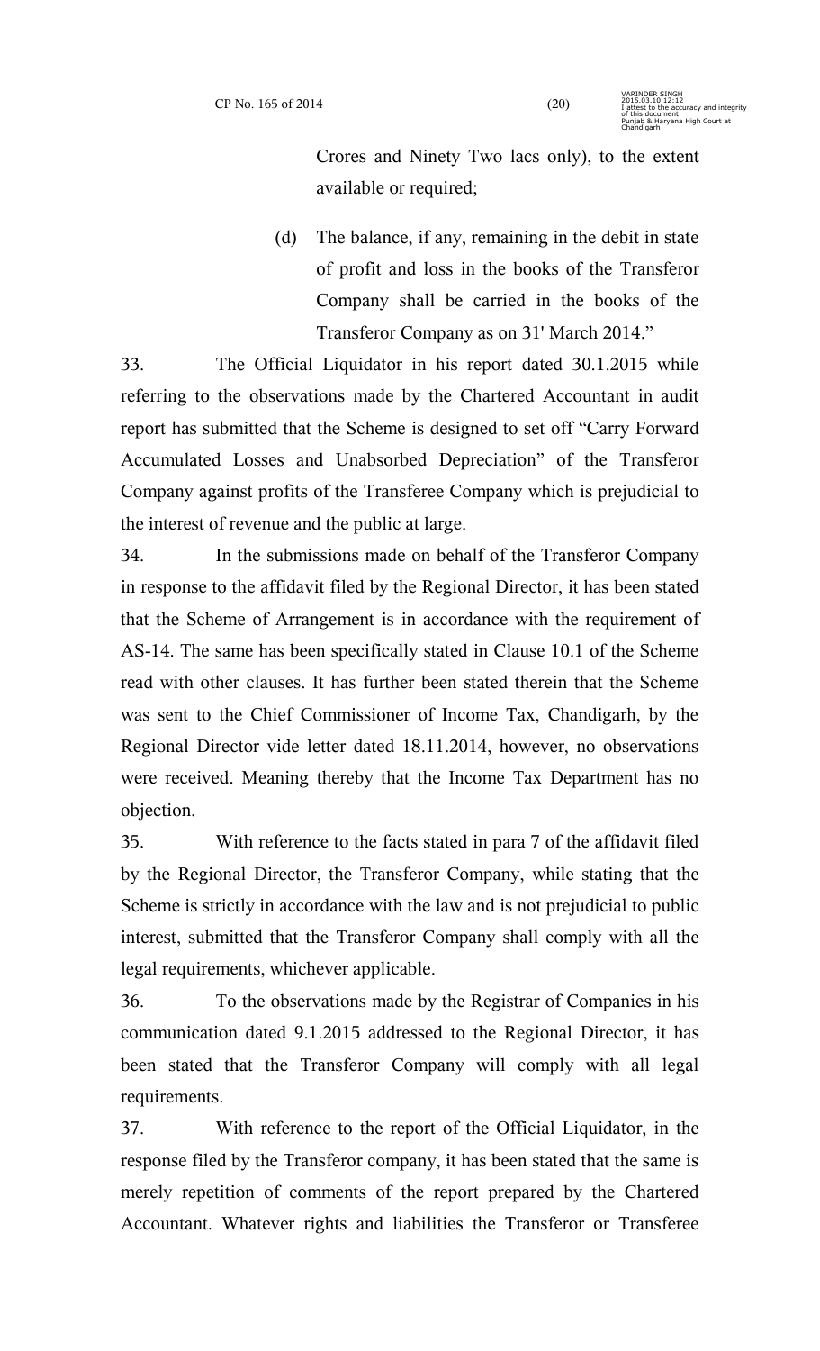Crores and Ninety Two lacs only), to the extent available or required;

(d) The balance, if any, remaining in the debit in state of profit and loss in the books of the Transferor Company shall be carried in the books of the Transferor Company as on 31' March 2014."

33. The Official Liquidator in his report dated 30.1.2015 while referring to the observations made by the Chartered Accountant in audit report has submitted that the Scheme is designed to set off "Carry Forward Accumulated Losses and Unabsorbed Depreciation" of the Transferor Company against profits of the Transferee Company which is prejudicial to the interest of revenue and the public at large.

34. In the submissions made on behalf of the Transferor Company in response to the affidavit filed by the Regional Director, it has been stated that the Scheme of Arrangement is in accordance with the requirement of AS-14. The same has been specifically stated in Clause 10.1 of the Scheme read with other clauses. It has further been stated therein that the Scheme was sent to the Chief Commissioner of Income Tax, Chandigarh, by the Regional Director vide letter dated 18.11.2014, however, no observations were received. Meaning thereby that the Income Tax Department has no objection.

35. With reference to the facts stated in para 7 of the affidavit filed by the Regional Director, the Transferor Company, while stating that the Scheme is strictly in accordance with the law and is not prejudicial to public interest, submitted that the Transferor Company shall comply with all the legal requirements, whichever applicable.

36. To the observations made by the Registrar of Companies in his communication dated 9.1.2015 addressed to the Regional Director, it has been stated that the Transferor Company will comply with all legal requirements.

37. With reference to the report of the Official Liquidator, in the response filed by the Transferor company, it has been stated that the same is merely repetition of comments of the report prepared by the Chartered Accountant. Whatever rights and liabilities the Transferor or Transferee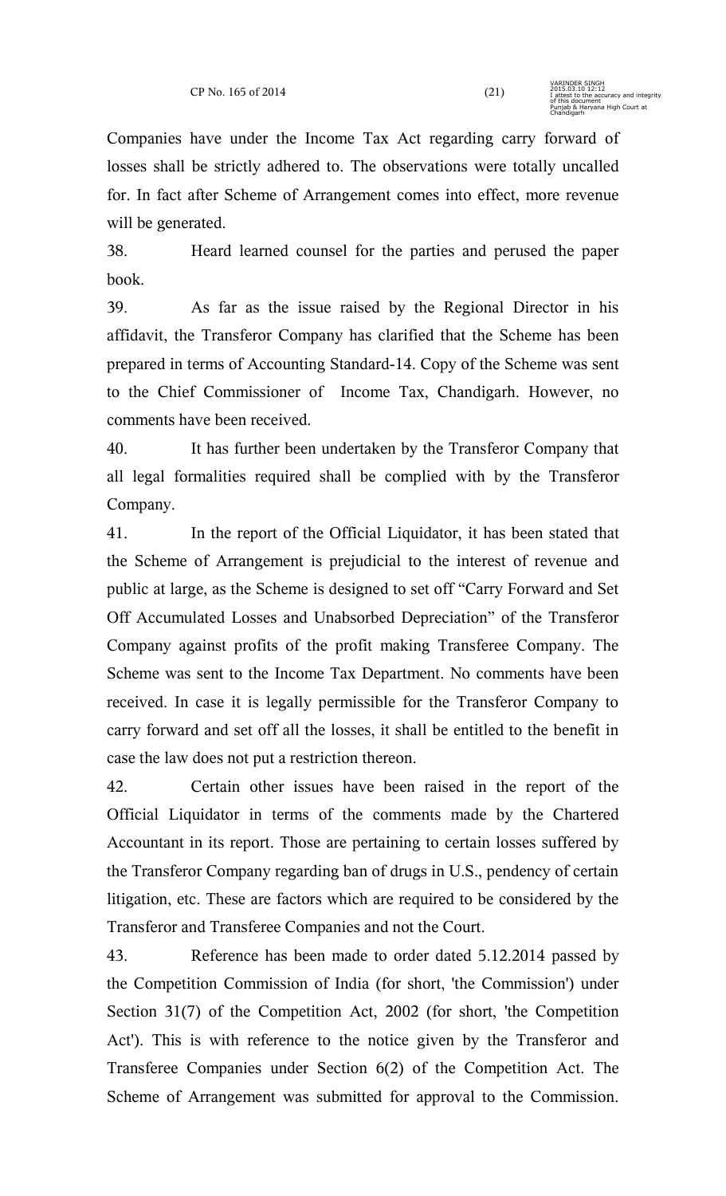Companies have under the Income Tax Act regarding carry forward of losses shall be strictly adhered to. The observations were totally uncalled for. In fact after Scheme of Arrangement comes into effect, more revenue will be generated.

38. Heard learned counsel for the parties and perused the paper book.

39. As far as the issue raised by the Regional Director in his affidavit, the Transferor Company has clarified that the Scheme has been prepared in terms of Accounting Standard-14. Copy of the Scheme was sent to the Chief Commissioner of Income Tax, Chandigarh. However, no comments have been received.

40. It has further been undertaken by the Transferor Company that all legal formalities required shall be complied with by the Transferor Company.

41. In the report of the Official Liquidator, it has been stated that the Scheme of Arrangement is prejudicial to the interest of revenue and public at large, as the Scheme is designed to set off "Carry Forward and Set Off Accumulated Losses and Unabsorbed Depreciation" of the Transferor Company against profits of the profit making Transferee Company. The Scheme was sent to the Income Tax Department. No comments have been received. In case it is legally permissible for the Transferor Company to carry forward and set off all the losses, it shall be entitled to the benefit in case the law does not put a restriction thereon.

42. Certain other issues have been raised in the report of the Official Liquidator in terms of the comments made by the Chartered Accountant in its report. Those are pertaining to certain losses suffered by the Transferor Company regarding ban of drugs in U.S., pendency of certain litigation, etc. These are factors which are required to be considered by the Transferor and Transferee Companies and not the Court.

43. Reference has been made to order dated 5.12.2014 passed by the Competition Commission of India (for short, 'the Commission') under Section 31(7) of the Competition Act, 2002 (for short, 'the Competition Act'). This is with reference to the notice given by the Transferor and Transferee Companies under Section 6(2) of the Competition Act. The Scheme of Arrangement was submitted for approval to the Commission.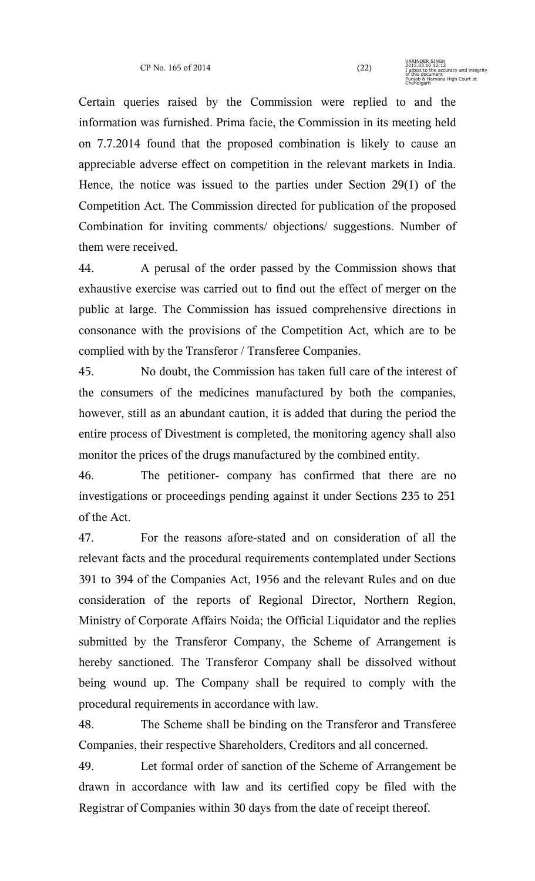Certain queries raised by the Commission were replied to and the information was furnished. Prima facie, the Commission in its meeting held on 7.7.2014 found that the proposed combination is likely to cause an appreciable adverse effect on competition in the relevant markets in India. Hence, the notice was issued to the parties under Section 29(1) of the Competition Act. The Commission directed for publication of the proposed Combination for inviting comments/ objections/ suggestions. Number of them were received.

44. A perusal of the order passed by the Commission shows that exhaustive exercise was carried out to find out the effect of merger on the public at large. The Commission has issued comprehensive directions in consonance with the provisions of the Competition Act, which are to be complied with by the Transferor / Transferee Companies.

45. No doubt, the Commission has taken full care of the interest of the consumers of the medicines manufactured by both the companies, however, still as an abundant caution, it is added that during the period the entire process of Divestment is completed, the monitoring agency shall also monitor the prices of the drugs manufactured by the combined entity.

46. The petitioner- company has confirmed that there are no investigations or proceedings pending against it under Sections 235 to 251 of the Act.

47. For the reasons afore-stated and on consideration of all the relevant facts and the procedural requirements contemplated under Sections 391 to 394 of the Companies Act, 1956 and the relevant Rules and on due consideration of the reports of Regional Director, Northern Region, Ministry of Corporate Affairs Noida; the Official Liquidator and the replies submitted by the Transferor Company, the Scheme of Arrangement is hereby sanctioned. The Transferor Company shall be dissolved without being wound up. The Company shall be required to comply with the procedural requirements in accordance with law.

48. The Scheme shall be binding on the Transferor and Transferee Companies, their respective Shareholders, Creditors and all concerned.

49. Let formal order of sanction of the Scheme of Arrangement be drawn in accordance with law and its certified copy be filed with the Registrar of Companies within 30 days from the date of receipt thereof.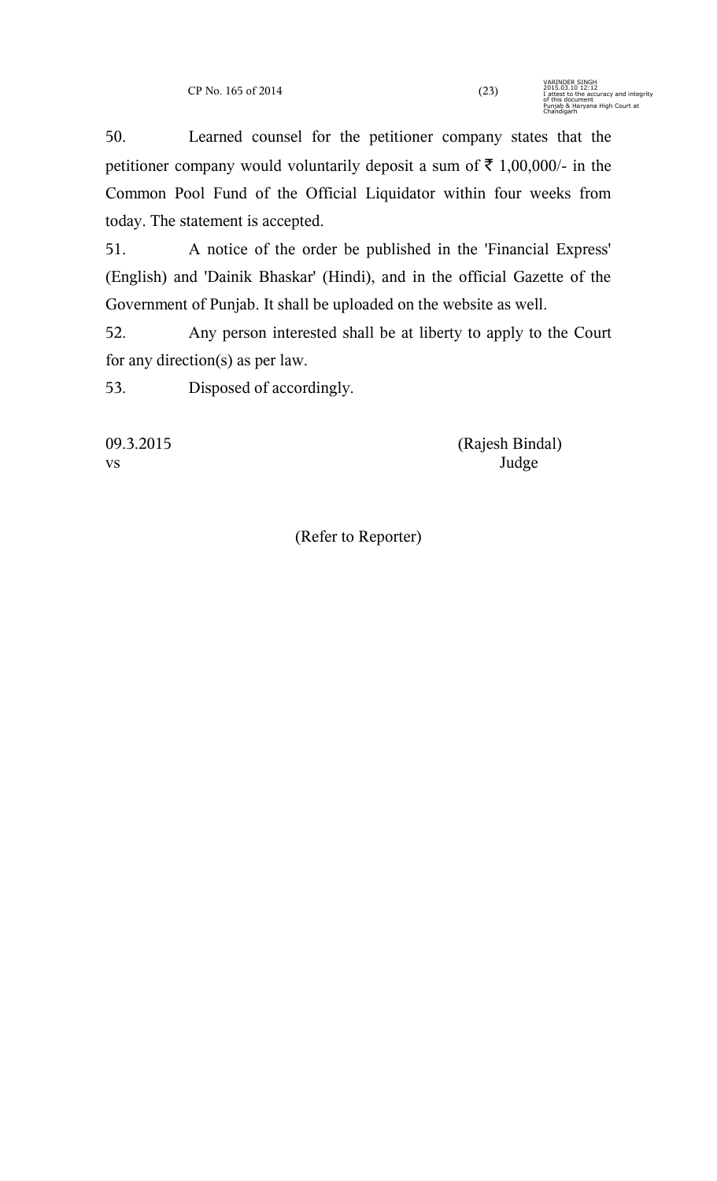50. Learned counsel for the petitioner company states that the petitioner company would voluntarily deposit a sum of ₹ 1,00,000/- in the Common Pool Fund of the Official Liquidator within four weeks from today. The statement is accepted.

51. A notice of the order be published in the 'Financial Express' (English) and 'Dainik Bhaskar' (Hindi), and in the official Gazette of the Government of Punjab. It shall be uploaded on the website as well.

52. Any person interested shall be at liberty to apply to the Court for any direction(s) as per law.

53. Disposed of accordingly.

09.3.2015 (Rajesh Bindal)
vs Judge

(Refer to Reporter)